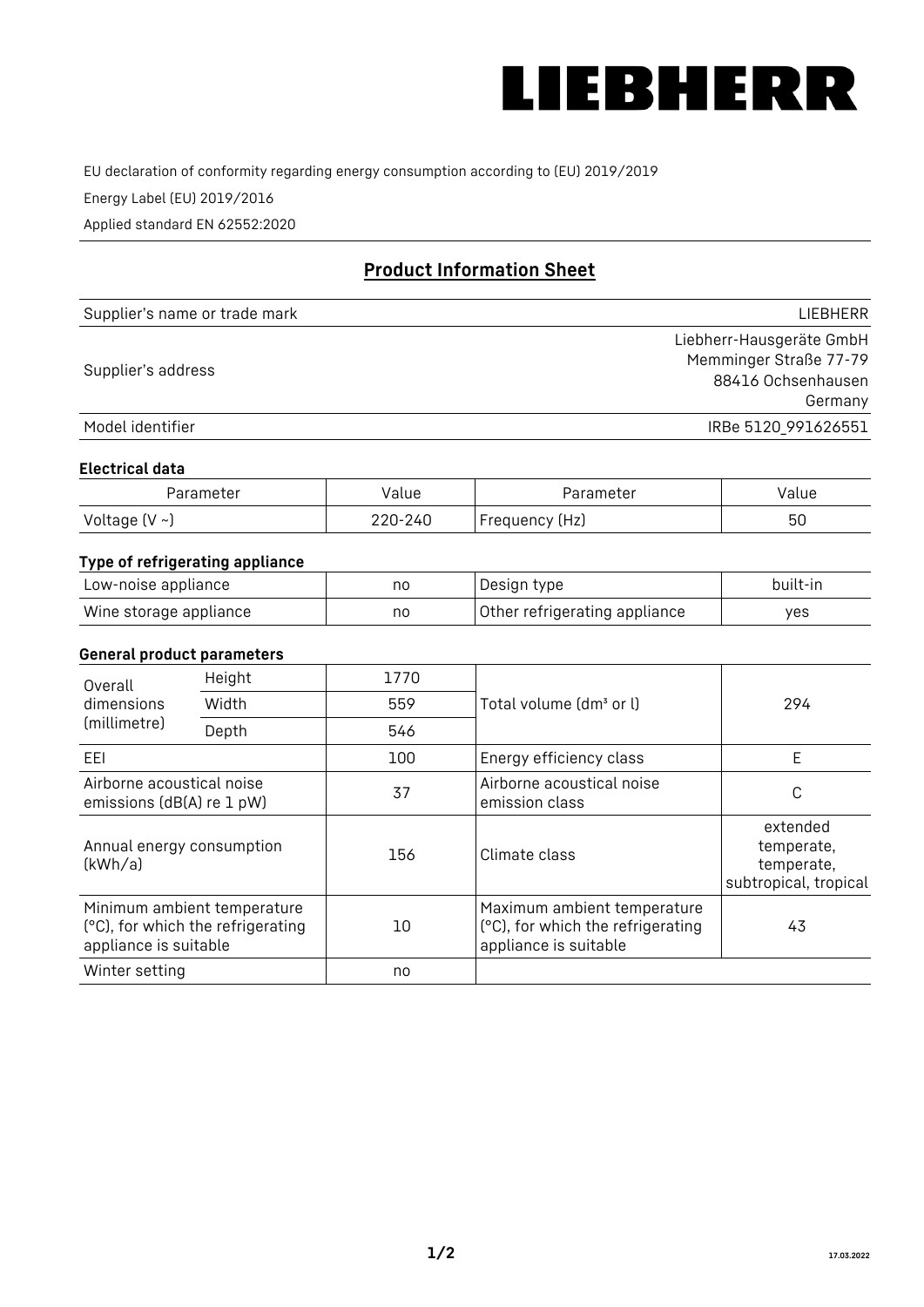LIEBHERR

EU declaration of conformity regarding energy consumption according to (EU) 2019/2019

Energy Label (EU) 2019/2016

Applied standard EN 62552:2020

## Product Information Sheet

| | |
|---|---|
| Supplier's name or trade mark | LIEBHERR |
| Supplier's address | Liebherr-Hausgeräte GmbH<br>Memminger Straße 77-79<br>88416 Ochsenhausen<br>Germany |
| Model identifier | IRBe 5120_991626551 |

### Electrical data

| Parameter | Value | Parameter | Value |
|---|---|---|---|
| Voltage (V ~) | 220-240 | Frequency (Hz) | 50 |

### Type of refrigerating appliance

| | | | |
|---|---|---|---|
| Low-noise appliance | no | Design type | built-in |
| Wine storage appliance | no | Other refrigerating appliance | yes |

### General product parameters

| | | | | |
|---|---|---|---|---|
| Overall dimensions (millimetre) | Height | 1770 | Total volume (dm³ or l) | 294 |
| | Width | 559 | | |
| | Depth | 546 | | |
| EEI | | 100 | Energy efficiency class | E |
| Airborne acoustical noise emissions (dB(A) re 1 pW) | | 37 | Airborne acoustical noise emission class | C |
| Annual energy consumption (kWh/a) | | 156 | Climate class | extended temperate, temperate, subtropical, tropical |
| Minimum ambient temperature (°C), for which the refrigerating appliance is suitable | | 10 | Maximum ambient temperature (°C), for which the refrigerating appliance is suitable | 43 |
| Winter setting | | no | | |

17.03.2022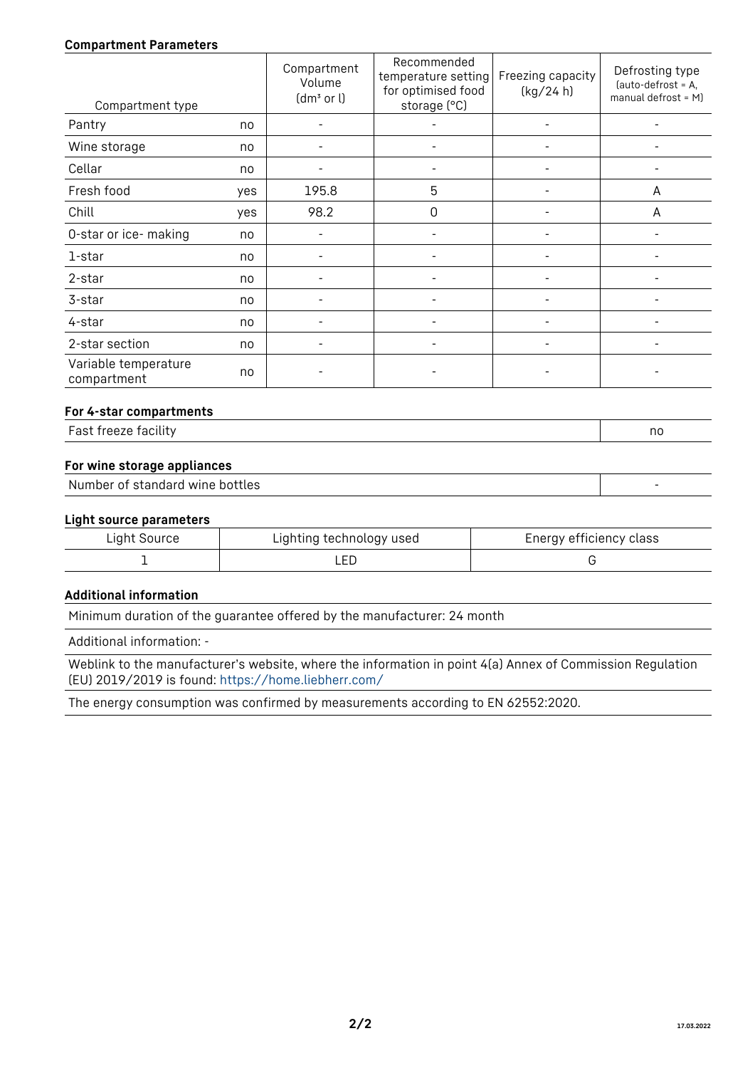**Compartment Parameters**

| Compartment type | | Compartment Volume (dm³ or l) | Recommended temperature setting for optimised food storage (°C) | Freezing capacity (kg/24 h) | Defrosting type (auto-defrost = A, manual defrost = M) |
|---|---|---|---|---|---|
| Pantry | no | - | - | - | - |
| Wine storage | no | - | - | - | - |
| Cellar | no | - | - | - | - |
| Fresh food | yes | 195.8 | 5 | - | A |
| Chill | yes | 98.2 | 0 | - | A |
| 0-star or ice- making | no | - | - | - | - |
| 1-star | no | - | - | - | - |
| 2-star | no | - | - | - | - |
| 3-star | no | - | - | - | - |
| 4-star | no | - | - | - | - |
| 2-star section | no | - | - | - | - |
| Variable temperature compartment | no | - | - | - | - |

**For 4-star compartments**

| | |
|---|---|
| Fast freeze facility | no |

**For wine storage appliances**

| | |
|---|---|
| Number of standard wine bottles | - |

**Light source parameters**

| Light Source | Lighting technology used | Energy efficiency class |
|---|---|---|
| 1 | LED | G |

**Additional information**

Minimum duration of the guarantee offered by the manufacturer: 24 month

Additional information: -

Weblink to the manufacturer's website, where the information in point 4(a) Annex of Commission Regulation (EU) 2019/2019 is found: https://home.liebherr.com/

The energy consumption was confirmed by measurements according to EN 62552:2020.

17.03.2022